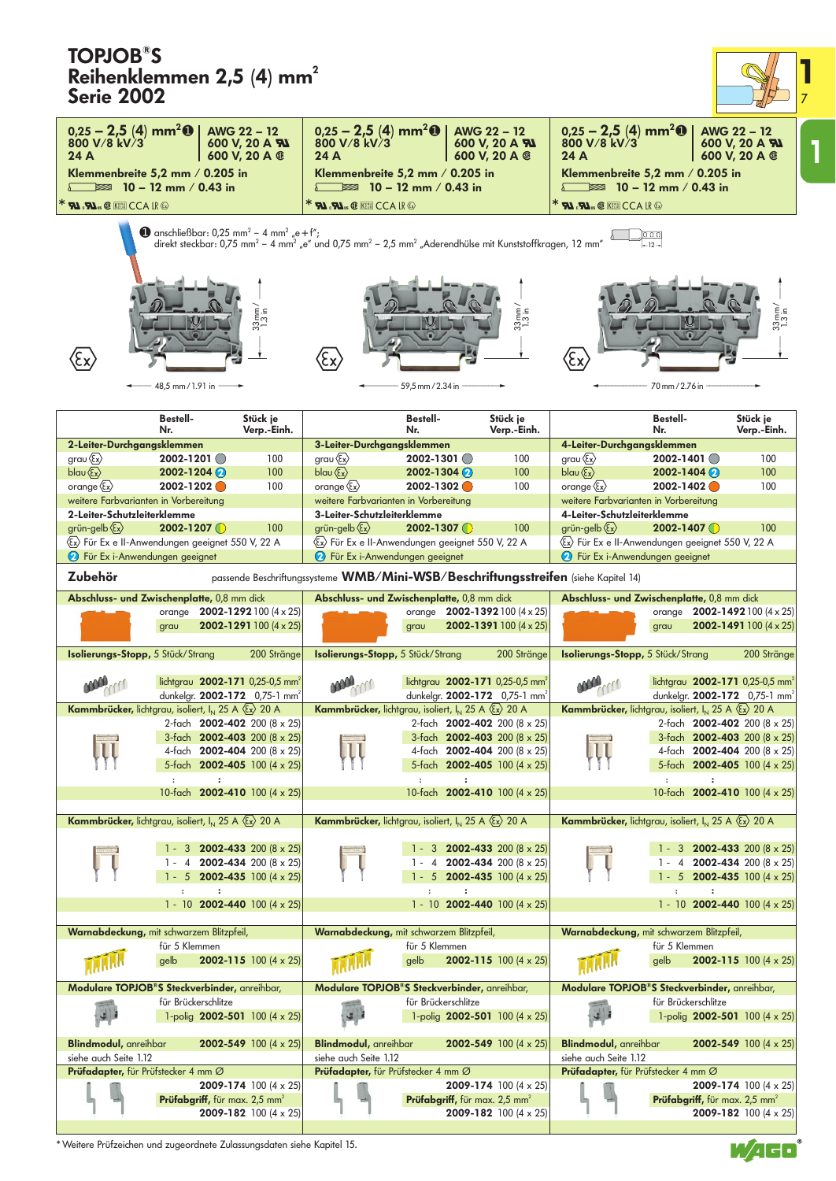# TOPJOB®S
# Reihenklemmen 2,5 (4) mm²
# Serie 2002

| 2-Leiter | 3-Leiter | 4-Leiter |
|---|---|---|
| 0,25 – 2,5 (4) mm² ❶ / AWG 22 – 12 | 0,25 – 2,5 (4) mm² ❶ / AWG 22 – 12 | 0,25 – 2,5 (4) mm² ❶ / AWG 22 – 12 |
| 800 V/8 kV/3 / 600 V, 20 A | 800 V/8 kV/3 / 600 V, 20 A | 800 V/8 kV/3 / 600 V, 20 A |
| 24 A / 600 V, 20 A | 24 A / 600 V, 20 A | 24 A / 600 V, 20 A |
| Klemmenbreite 5,2 mm / 0.205 in | Klemmenbreite 5,2 mm / 0.205 in | Klemmenbreite 5,2 mm / 0.205 in |
| 10 – 12 mm / 0.43 in | 10 – 12 mm / 0.43 in | 10 – 12 mm / 0.43 in |
| * CCA LR | * CCA LR | * CCA LR |

❶ anschließbar: 0,25 mm² – 4 mm² „e + f";
direkt steckbar: 0,75 mm² – 4 mm² „e" und 0,75 mm² – 2,5 mm² „Aderendhülse mit Kunststoffkragen, 12 mm"

33 mm / 1.3 in — 48,5 mm / 1.91 in | 59,5 mm / 2.34 in | 70 mm / 2.76 in

| | Bestell-Nr. | Stück je Verp.-Einh. | | Bestell-Nr. | Stück je Verp.-Einh. | | Bestell-Nr. | Stück je Verp.-Einh. |
|---|---|---|---|---|---|---|---|---|
| **2-Leiter-Durchgangsklemmen** | | | **3-Leiter-Durchgangsklemmen** | | | **4-Leiter-Durchgangsklemmen** | | |
| grau Ex | **2002-1201** | 100 | grau Ex | **2002-1301** | 100 | grau Ex | **2002-1401** | 100 |
| blau Ex | **2002-1204** ❷ | 100 | blau Ex | **2002-1304** ❷ | 100 | blau Ex | **2002-1404** ❷ | 100 |
| orange Ex | **2002-1202** | 100 | orange Ex | **2002-1302** | 100 | orange Ex | **2002-1402** | 100 |
| weitere Farbvarianten in Vorbereitung | | | weitere Farbvarianten in Vorbereitung | | | weitere Farbvarianten in Vorbereitung | | |
| **2-Leiter-Schutzleiterklemme** | | | **3-Leiter-Schutzleiterklemme** | | | **4-Leiter-Schutzleiterklemme** | | |
| grün-gelb Ex | **2002-1207** | 100 | grün-gelb Ex | **2002-1307** | 100 | grün-gelb Ex | **2002-1407** | 100 |
| Ex Für Ex e II-Anwendungen geeignet 550 V, 22 A | | | Ex Für Ex e II-Anwendungen geeignet 550 V, 22 A | | | Ex Für Ex e II-Anwendungen geeignet 550 V, 22 A | | |
| ❷ Für Ex i-Anwendungen geeignet | | | ❷ Für Ex i-Anwendungen geeignet | | | ❷ Für Ex i-Anwendungen geeignet | | |

## Zubehör

passende Beschriftungssysteme **WMB/Mini-WSB/Beschriftungsstreifen** (siehe Kapitel 14)

Das Zubehör ist für alle drei Klemmentypen (2-, 3- und 4-Leiter) identisch, mit Ausnahme der Abschluss- und Zwischenplatten.

**Abschluss- und Zwischenplatte**, 0,8 mm dick

| Ausführung | 2-Leiter | 3-Leiter | 4-Leiter | Stück je Verp.-Einh. |
|---|---|---|---|---|
| orange | **2002-1292** | **2002-1392** | **2002-1492** | 100 (4 x 25) |
| grau | **2002-1291** | **2002-1391** | **2002-1491** | 100 (4 x 25) |

**Isolierungs-Stopp**, 5 Stück/Strang — 200 Stränge

| Farbe | Bestell-Nr. | Querschnitt |
|---|---|---|
| lichtgrau | **2002-171** | 0,25-0,5 mm² |
| dunkelgr. | **2002-172** | 0,75-1 mm² |

**Kammbrücker**, lichtgrau, isoliert, $I_N$ 25 A Ex 20 A

| Ausführung | Bestell-Nr. | Stück je Verp.-Einh. |
|---|---|---|
| 2-fach | **2002-402** | 200 (8 x 25) |
| 3-fach | **2002-403** | 200 (8 x 25) |
| 4-fach | **2002-404** | 200 (8 x 25) |
| 5-fach | **2002-405** | 100 (4 x 25) |
| : | : | |
| 10-fach | **2002-410** | 100 (4 x 25) |

**Kammbrücker**, lichtgrau, isoliert, $I_N$ 25 A Ex 20 A

| Ausführung | Bestell-Nr. | Stück je Verp.-Einh. |
|---|---|---|
| 1 - 3 | **2002-433** | 200 (8 x 25) |
| 1 - 4 | **2002-434** | 200 (8 x 25) |
| 1 - 5 | **2002-435** | 100 (4 x 25) |
| : | : | |
| 1 - 10 | **2002-440** | 100 (4 x 25) |

**Warnabdeckung**, mit schwarzem Blitzpfeil, für 5 Klemmen

| Farbe | Bestell-Nr. | Stück je Verp.-Einh. |
|---|---|---|
| gelb | **2002-115** | 100 (4 x 25) |

**Modulare TOPJOB®S Steckverbinder**, anreihbar, für Brückerschlitze

| Ausführung | Bestell-Nr. | Stück je Verp.-Einh. |
|---|---|---|
| 1-polig | **2002-501** | 100 (4 x 25) |

**Blindmodul**, anreihbar — **2002-549** — 100 (4 x 25)
siehe auch Seite 1.12

**Prüfadapter**, für Prüfstecker 4 mm Ø — **2009-174** — 100 (4 x 25)

**Prüfabgriff**, für max. 2,5 mm² — **2009-182** — 100 (4 x 25)

\* Weitere Prüfzeichen und zugeordnete Zulassungsdaten siehe Kapitel 15.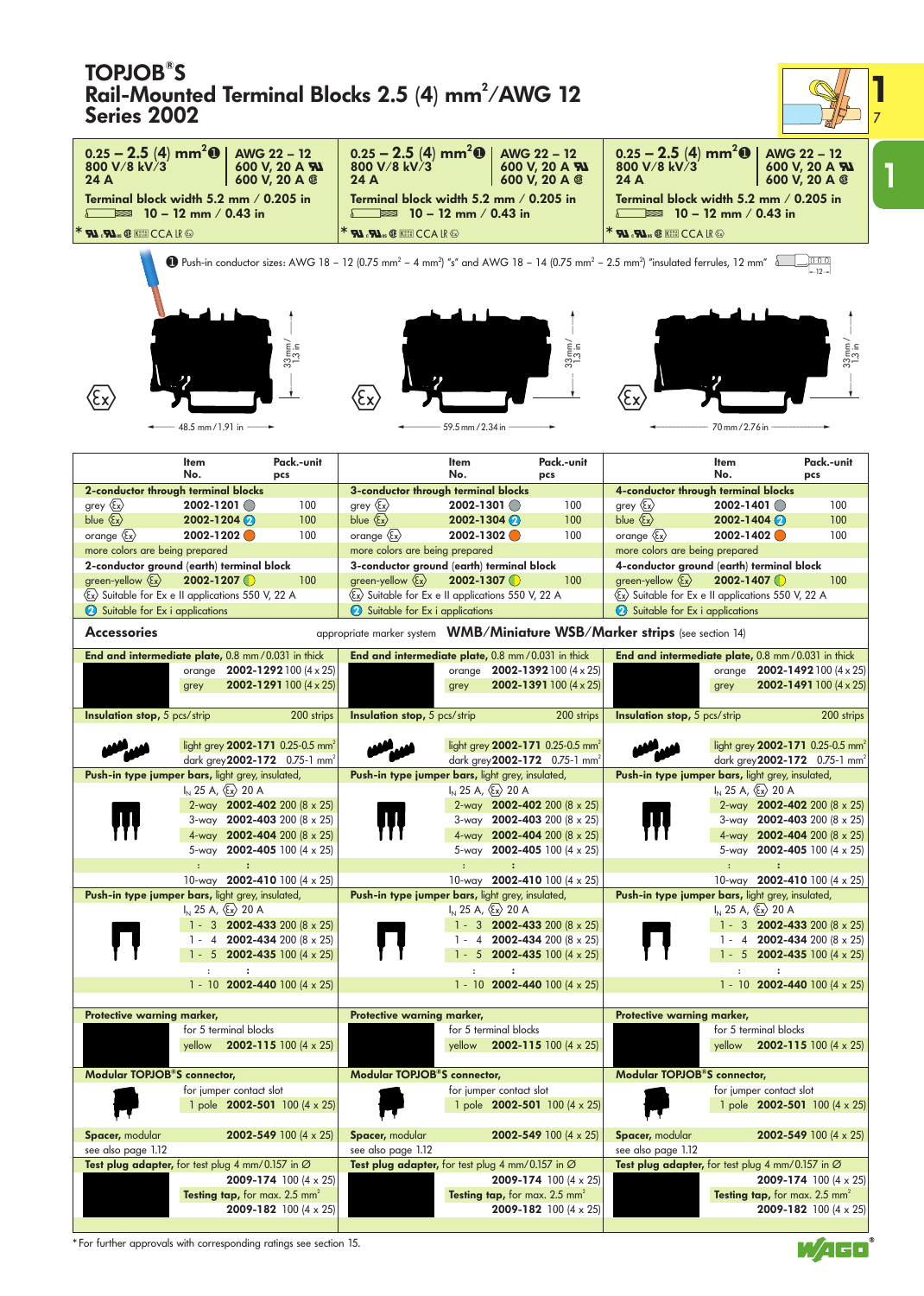# TOPJOB®S
## Rail-Mounted Terminal Blocks 2.5 (4) mm²/AWG 12
## Series 2002

| 0.25 – 2.5 (4) mm² ❶ | AWG 22 – 12 |
|---|---|
| 800 V/8 kV/3 | 600 V, 20 A |
| 24 A | 600 V, 20 A |

Terminal block width 5.2 mm / 0.205 in
10 – 12 mm / 0.43 in

❶ Push-in conductor sizes: AWG 18 – 12 (0.75 mm² – 4 mm²) "s" and AWG 18 – 14 (0.75 mm² – 2.5 mm²) "insulated ferrules, 12 mm"

Dimensions: 48.5 mm / 1.91 in; 59.5 mm / 2.34 in; 70 mm / 2.76 in; height 33 mm / 1.3 in

| | Item No. | Pack.-unit pcs | | Item No. | Pack.-unit pcs | | Item No. | Pack.-unit pcs |
|---|---|---|---|---|---|---|---|---|
| **2-conductor through terminal blocks** | | | **3-conductor through terminal blocks** | | | **4-conductor through terminal blocks** | | |
| grey (Ex) | 2002-1201 | 100 | grey (Ex) | 2002-1301 | 100 | grey (Ex) | 2002-1401 | 100 |
| blue (Ex) | 2002-1204 ❷ | 100 | blue (Ex) | 2002-1304 ❷ | 100 | blue (Ex) | 2002-1404 ❷ | 100 |
| orange (Ex) | 2002-1202 | 100 | orange (Ex) | 2002-1302 | 100 | orange (Ex) | 2002-1402 | 100 |
| more colors are being prepared | | | more colors are being prepared | | | more colors are being prepared | | |
| **2-conductor ground (earth) terminal block** | | | **3-conductor ground (earth) terminal block** | | | **4-conductor ground (earth) terminal block** | | |
| green-yellow (Ex) | 2002-1207 | 100 | green-yellow (Ex) | 2002-1307 | 100 | green-yellow (Ex) | 2002-1407 | 100 |
| (Ex) Suitable for Ex e II applications 550 V, 22 A | | | (Ex) Suitable for Ex e II applications 550 V, 22 A | | | (Ex) Suitable for Ex e II applications 550 V, 22 A | | |
| ❷ Suitable for Ex i applications | | | ❷ Suitable for Ex i applications | | | ❷ Suitable for Ex i applications | | |

## Accessories

appropriate marker system **WMB/Miniature WSB/Marker strips** (see section 14)

| Accessory | 2-conductor | 3-conductor | 4-conductor | Pack.-unit |
|---|---|---|---|---|
| **End and intermediate plate**, 0.8 mm / 0.031 in thick, orange | 2002-1292 | 2002-1392 | 2002-1492 | 100 (4 x 25) |
| **End and intermediate plate**, 0.8 mm / 0.031 in thick, grey | 2002-1291 | 2002-1391 | 2002-1491 | 100 (4 x 25) |

**Insulation stop**, 5 pcs/strip — 200 strips

| | Item No. | |
|---|---|---|
| light grey | 2002-171 | 0.25-0.5 mm² |
| dark grey | 2002-172 | 0.75-1 mm² |

**Push-in type jumper bars**, light grey, insulated, $I_N$ 25 A, (Ex) 20 A

| | Item No. | Pack.-unit |
|---|---|---|
| 2-way | 2002-402 | 200 (8 x 25) |
| 3-way | 2002-403 | 200 (8 x 25) |
| 4-way | 2002-404 | 200 (8 x 25) |
| 5-way | 2002-405 | 100 (4 x 25) |
| : | : | |
| 10-way | 2002-410 | 100 (4 x 25) |

**Push-in type jumper bars**, light grey, insulated, $I_N$ 25 A, (Ex) 20 A

| | Item No. | Pack.-unit |
|---|---|---|
| 1 - 3 | 2002-433 | 200 (8 x 25) |
| 1 - 4 | 2002-434 | 200 (8 x 25) |
| 1 - 5 | 2002-435 | 100 (4 x 25) |
| : | : | |
| 1 - 10 | 2002-440 | 100 (4 x 25) |

**Protective warning marker**, for 5 terminal blocks

| | Item No. | Pack.-unit |
|---|---|---|
| yellow | 2002-115 | 100 (4 x 25) |

**Modular TOPJOB®S connector**, for jumper contact slot

| | Item No. | Pack.-unit |
|---|---|---|
| 1 pole | 2002-501 | 100 (4 x 25) |

**Spacer**, modular — 2002-549 — 100 (4 x 25)
see also page 1.12

**Test plug adapter**, for test plug 4 mm/0.157 in Ø — 2009-174 — 100 (4 x 25)

**Testing tap**, for max. 2.5 mm² — 2009-182 — 100 (4 x 25)

*For further approvals with corresponding ratings see section 15.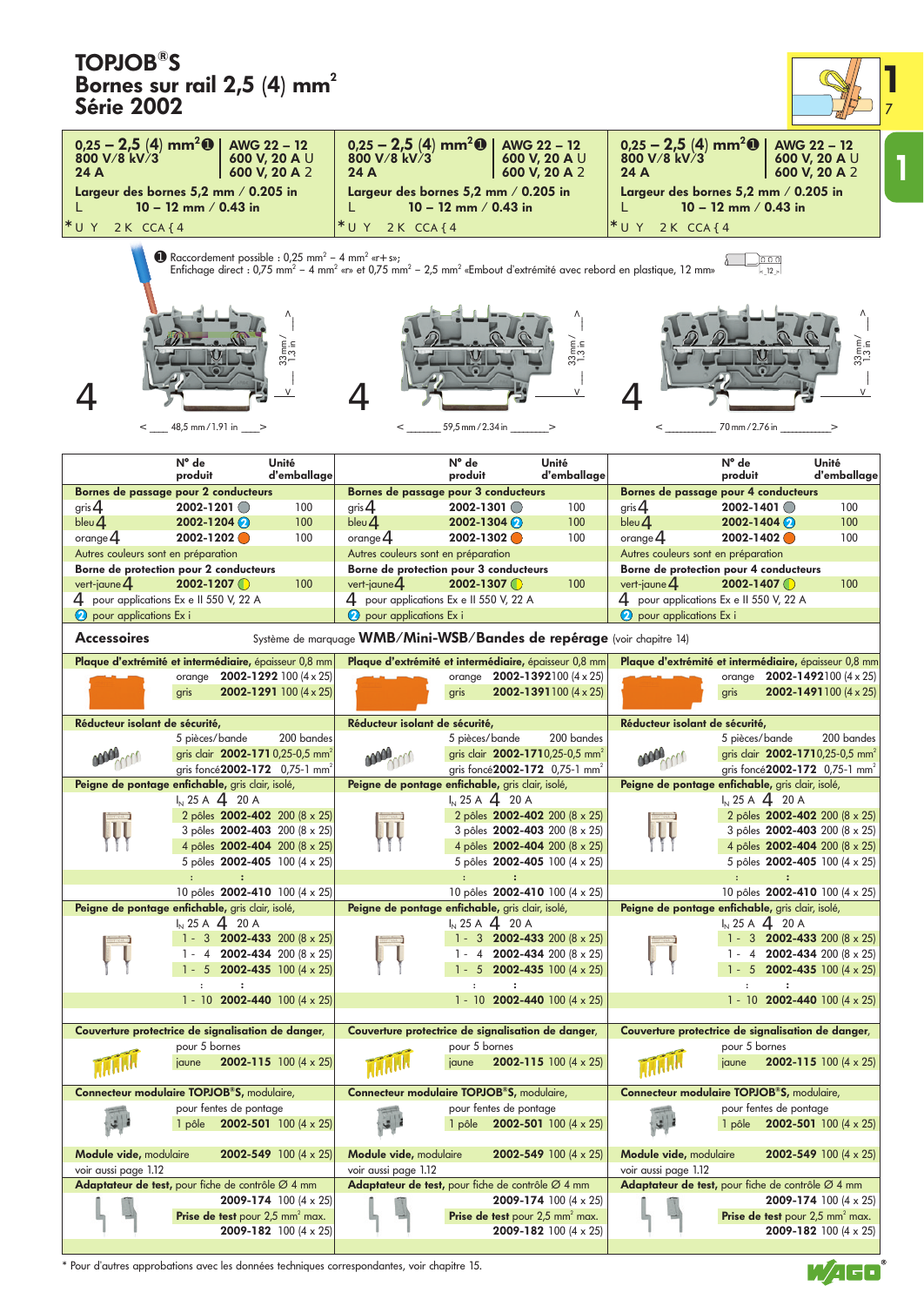# TOPJOB®S
# Bornes sur rail 2,5 (4) mm²
# Série 2002

| 0,25 – 2,5 (4) mm² ❶ 800 V/8 kV/3 24 A | AWG 22 – 12 600 V, 20 A U 600 V, 20 A 2 | 0,25 – 2,5 (4) mm² ❶ 800 V/8 kV/3 24 A | AWG 22 – 12 600 V, 20 A U 600 V, 20 A 2 | 0,25 – 2,5 (4) mm² ❶ 800 V/8 kV/3 24 A | AWG 22 – 12 600 V, 20 A U 600 V, 20 A 2 |
|---|---|---|---|---|---|
| Largeur des bornes 5,2 mm / 0.205 in | | Largeur des bornes 5,2 mm / 0.205 in | | Largeur des bornes 5,2 mm / 0.205 in | |
| L 10 – 12 mm / 0.43 in | | L 10 – 12 mm / 0.43 in | | L 10 – 12 mm / 0.43 in | |
| *U Y 2K CCA{4 | | *U Y 2K CCA{4 | | *U Y 2K CCA{4 | |

❶ Raccordement possible : 0,25 mm² – 4 mm² «r+s»;
Enfichage direct : 0,75 mm² – 4 mm² «r» et 0,75 mm² – 2,5 mm² «Embout d'extrémité avec rebord en plastique, 12 mm»

48,5 mm / 1.91 in — 33 mm / 1.3 in
59,5 mm / 2.34 in — 33 mm / 1.3 in
70 mm / 2.76 in — 33 mm / 1.3 in

| | N° de produit | Unité d'emballage | | N° de produit | Unité d'emballage | | N° de produit | Unité d'emballage |
|---|---|---|---|---|---|---|---|---|
| **Bornes de passage pour 2 conducteurs** | | | **Bornes de passage pour 3 conducteurs** | | | **Bornes de passage pour 4 conducteurs** | | |
| gris 4 | 2002-1201 | 100 | gris 4 | 2002-1301 | 100 | gris 4 | 2002-1401 | 100 |
| bleu 4 | 2002-1204 ❷ | 100 | bleu 4 | 2002-1304 ❷ | 100 | bleu 4 | 2002-1404 ❷ | 100 |
| orange 4 | 2002-1202 | 100 | orange 4 | 2002-1302 | 100 | orange 4 | 2002-1402 | 100 |
| Autres couleurs sont en préparation | | | Autres couleurs sont en préparation | | | Autres couleurs sont en préparation | | |
| **Borne de protection pour 2 conducteurs** | | | **Borne de protection pour 3 conducteurs** | | | **Borne de protection pour 4 conducteurs** | | |
| vert-jaune 4 | 2002-1207 | 100 | vert-jaune 4 | 2002-1307 | 100 | vert-jaune 4 | 2002-1407 | 100 |
| 4 pour applications Ex e II 550 V, 22 A | | | 4 pour applications Ex e II 550 V, 22 A | | | 4 pour applications Ex e II 550 V, 22 A | | |
| ❷ pour applications Ex i | | | ❷ pour applications Ex i | | | ❷ pour applications Ex i | | |

## Accessoires

Système de marquage **WMB/Mini-WSB/Bandes de repérage** (voir chapitre 14)

**Plaque d'extrémité et intermédiaire**, épaisseur 0,8 mm (pour chacune des trois séries)

| | 2 conducteurs | | 3 conducteurs | | 4 conducteurs | |
|---|---|---|---|---|---|---|
| orange | 2002-1292 | 100 (4 x 25) | 2002-1392 | 100 (4 x 25) | 2002-1492 | 100 (4 x 25) |
| gris | 2002-1291 | 100 (4 x 25) | 2002-1391 | 100 (4 x 25) | 2002-1491 | 100 (4 x 25) |

**Réducteur isolant de sécurité**, 5 pièces/bande, 200 bandes (identique pour les trois séries)

| | N° de produit | |
|---|---|---|
| gris clair | 2002-171 | 0,25-0,5 mm² |
| gris foncé | 2002-172 | 0,75-1 mm² |

**Peigne de pontage enfichable**, gris clair, isolé, $I_N$ 25 A 4 20 A (identique pour les trois séries)

| | N° de produit | Unité d'emballage |
|---|---|---|
| 2 pôles | 2002-402 | 200 (8 x 25) |
| 3 pôles | 2002-403 | 200 (8 x 25) |
| 4 pôles | 2002-404 | 200 (8 x 25) |
| 5 pôles | 2002-405 | 100 (4 x 25) |
| : | : | |
| 10 pôles | 2002-410 | 100 (4 x 25) |

**Peigne de pontage enfichable**, gris clair, isolé, $I_N$ 25 A 4 20 A (identique pour les trois séries)

| | N° de produit | Unité d'emballage |
|---|---|---|
| 1 - 3 | 2002-433 | 200 (8 x 25) |
| 1 - 4 | 2002-434 | 200 (8 x 25) |
| 1 - 5 | 2002-435 | 100 (4 x 25) |
| : | : | |
| 1 - 10 | 2002-440 | 100 (4 x 25) |

**Couverture protectrice de signalisation de danger**, pour 5 bornes (identique pour les trois séries)

| | N° de produit | Unité d'emballage |
|---|---|---|
| jaune | 2002-115 | 100 (4 x 25) |

**Connecteur modulaire TOPJOB®S**, modulaire, pour fentes de pontage (identique pour les trois séries)

| | N° de produit | Unité d'emballage |
|---|---|---|
| 1 pôle | 2002-501 | 100 (4 x 25) |

**Module vide**, modulaire — 2002-549 — 100 (4 x 25)
voir aussi page 1.12

**Adaptateur de test**, pour fiche de contrôle Ø 4 mm — 2009-174 — 100 (4 x 25)

**Prise de test** pour 2,5 mm² max. — 2009-182 — 100 (4 x 25)

\* Pour d'autres approbations voir les données techniques correspondantes, voir chapitre 15.